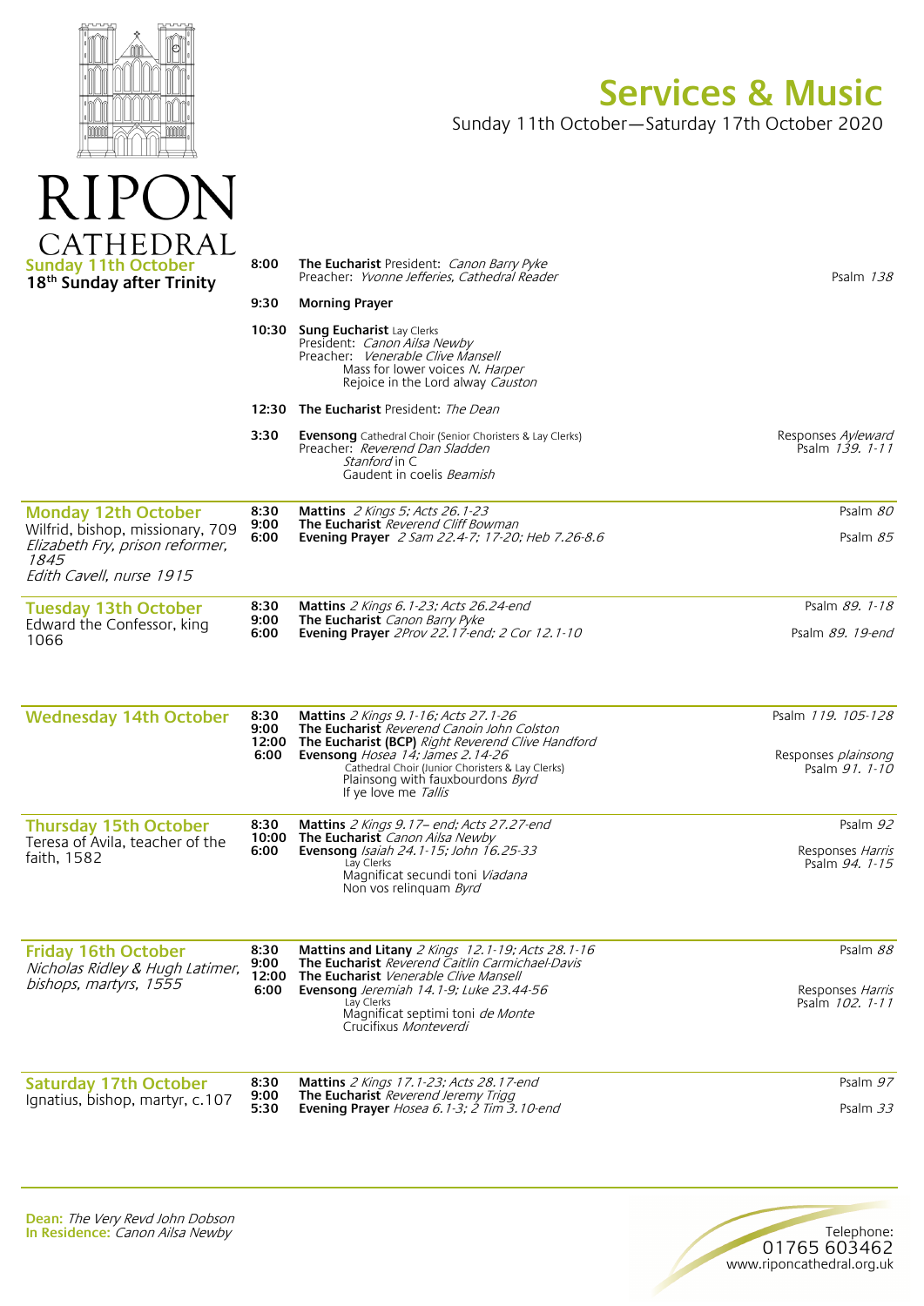# RIPON CATHEDRAL

# Services & Music

Sunday 11th October—Saturday 17th October 2020

## Sunday 11th October
**18th Sunday after Trinity**

**8:00** **The Eucharist** President: *Canon Barry Pyke*
Preacher: *Yvonne Jefferies, Cathedral Reader* — Psalm *138*

**9:30** **Morning Prayer**

**10:30** **Sung Eucharist** Lay Clerks
President: *Canon Ailsa Newby*
Preacher: *Venerable Clive Mansell*
Mass for lower voices *N. Harper*
Rejoice in the Lord alway *Causton*

**12:30** **The Eucharist** President: *The Dean*

**3:30** **Evensong** Cathedral Choir (Senior Choristers & Lay Clerks)
Preacher: *Reverend Dan Sladden*
*Stanford* in C
Gaudent in coelis *Beamish*
Responses *Ayleward* — Psalm *139. 1-11*

## Monday 12th October
Wilfrid, bishop, missionary, 709
*Elizabeth Fry, prison reformer, 1845*
*Edith Cavell, nurse 1915*

**8:30** **Mattins** *2 Kings 5; Acts 26.1-23* — Psalm *80*
**9:00** **The Eucharist** *Reverend Cliff Bowman*
**6:00** **Evening Prayer** *2 Sam 22.4-7; 17-20; Heb 7.26-8.6* — Psalm *85*

## Tuesday 13th October
Edward the Confessor, king 1066

**8:30** **Mattins** *2 Kings 6.1-23; Acts 26.24-end* — Psalm *89. 1-18*
**9:00** **The Eucharist** *Canon Barry Pyke*
**6:00** **Evening Prayer** *2Prov 22.17-end; 2 Cor 12.1-10* — Psalm *89. 19-end*

## Wednesday 14th October

**8:30** **Mattins** *2 Kings 9.1-16; Acts 27.1-26* — Psalm *119. 105-128*
**9:00** **The Eucharist** *Reverend Canoin John Colston*
**12:00** **The Eucharist (BCP)** *Right Reverend Clive Handford*
**6:00** **Evensong** *Hosea 14; James 2.14-26*
Cathedral Choir (Junior Choristers & Lay Clerks)
Plainsong with fauxbourdons *Byrd*
If ye love me *Tallis*
Responses *plainsong* — Psalm *91. 1-10*

## Thursday 15th October
Teresa of Avila, teacher of the faith, 1582

**8:30** **Mattins** *2 Kings 9.17– end; Acts 27.27-end* — Psalm *92*
**10:00** **The Eucharist** *Canon Ailsa Newby*
**6:00** **Evensong** *Isaiah 24.1-15; John 16.25-33*
Lay Clerks
Magnificat secundi toni *Viadana*
Non vos relinquam *Byrd*
Responses *Harris* — Psalm *94. 1-15*

## Friday 16th October
*Nicholas Ridley & Hugh Latimer, bishops, martyrs, 1555*

**8:30** **Mattins and Litany** *2 Kings 12.1-19; Acts 28.1-16* — Psalm *88*
**9:00** **The Eucharist** *Reverend Caitlin Carmichael-Davis*
**12:00** **The Eucharist** *Venerable Clive Mansell*
**6:00** **Evensong** *Jeremiah 14.1-9; Luke 23.44-56*
Lay Clerks
Magnificat septimi toni *de Monte*
Crucifixus *Monteverdi*
Responses *Harris* — Psalm *102. 1-11*

## Saturday 17th October
Ignatius, bishop, martyr, c.107

**8:30** **Mattins** *2 Kings 17.1-23; Acts 28.17-end* — Psalm *97*
**9:00** **The Eucharist** *Reverend Jeremy Trigg*
**5:30** **Evening Prayer** *Hosea 6.1-3; 2 Tim 3.10-end* — Psalm *33*

---

**Dean:** *The Very Revd John Dobson*
**In Residence:** *Canon Ailsa Newby*

Telephone:
01765 603462
www.riponcathedral.org.uk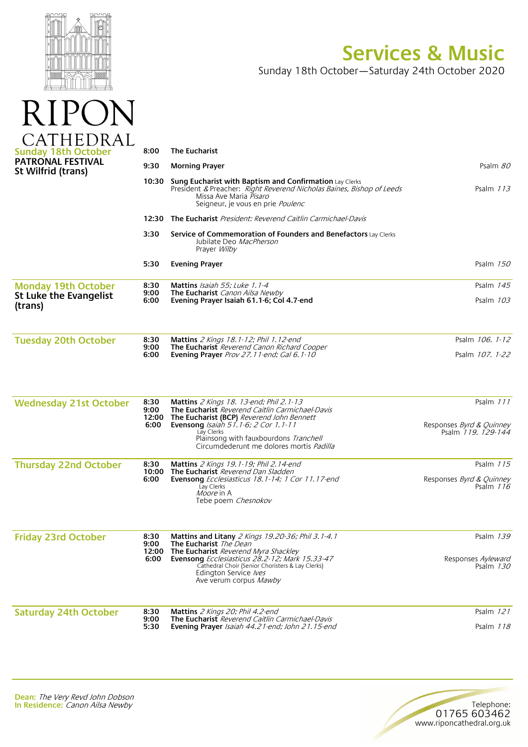# RIPON CATHEDRAL

## Services & Music

Sunday 18th October—Saturday 24th October 2020

### Sunday 18th October
**PATRONAL FESTIVAL**
**St Wilfrid (trans)**

**8:00** **The Eucharist**

**9:30** **Morning Prayer** — Psalm *80*

**10:30** **Sung Eucharist with Baptism and Confirmation** Lay Clerks — Psalm *113*
President & Preacher: *Right Reverend Nicholas Baines, Bishop of Leeds*
Missa Ave Maria *Pisaro*
Seigneur, je vous en prie *Poulenc*

**12:30** **The Eucharist** *President: Reverend Caitlin Carmichael-Davis*

**3:30** **Service of Commemoration of Founders and Benefactors** Lay Clerks
Jubilate Deo *MacPherson*
Prayer *Wilby*

**5:30** **Evening Prayer** — Psalm *150*

### Monday 19th October
**St Luke the Evangelist (trans)**

**8:30** **Mattins** *Isaiah 55; Luke 1.1-4* — Psalm *145*
**9:00** **The Eucharist** *Canon Ailsa Newby*
**6:00** **Evening Prayer Isaiah 61.1-6; Col 4.7-end** — Psalm *103*

### Tuesday 20th October

**8:30** **Mattins** *2 Kings 18.1-12; Phil 1.12-end* — Psalm *106. 1-12*
**9:00** **The Eucharist** *Reverend Canon Richard Cooper*
**6:00** **Evening Prayer** *Prov 27.11-end; Gal 6.1-10* — Psalm *107. 1-22*

### Wednesday 21st October

**8:30** **Mattins** *2 Kings 18. 13-end; Phil 2.1-13* — Psalm *111*
**9:00** **The Eucharist** *Reverend Caitlin Carmichael-Davis*
**12:00** **The Eucharist (BCP)** *Reverend John Bennett*
**6:00** **Evensong** *Isaiah 51.1-6; 2 Cor 1.1-11* — Responses *Byrd & Quinney*; Psalm *119. 129-144*
Lay Clerks
Plainsong with fauxbourdons *Tranchell*
Circumdederunt me dolores mortis *Padilla*

### Thursday 22nd October

**8:30** **Mattins** *2 Kings 19.1-19; Phil 2.14-end* — Psalm *115*
**10:00** **The Eucharist** *Reverend Dan Sladden*
**6:00** **Evensong** *Ecclesiasticus 18.1-14; 1 Cor 11.17-end* — Responses *Byrd & Quinney*; Psalm *116*
Lay Clerks
*Moore* in A
Tebe poem *Chesnokov*

### Friday 23rd October

**8:30** **Mattins and Litany** *2 Kings 19.20-36; Phil 3.1-4.1* — Psalm *139*
**9:00** **The Eucharist** *The Dean*
**12:00** **The Eucharist** *Reverend Myra Shackley*
**6:00** **Evensong** *Ecclesiasticus 28.2-12; Mark 15.33-47* — Responses *Ayleward*; Psalm *130*
Cathedral Choir (Senior Choristers & Lay Clerks)
Edington Service *Ives*
Ave verum corpus *Mawby*

### Saturday 24th October

**8:30** **Mattins** *2 Kings 20; Phil 4.2-end* — Psalm *121*
**9:00** **The Eucharist** *Reverend Caitlin Carmichael-Davis*
**5:30** **Evening Prayer** *Isaiah 44.21-end; John 21.15-end* — Psalm *118*

---

**Dean:** *The Very Revd John Dobson*
**In Residence:** *Canon Ailsa Newby*

Telephone:
01765 603462
www.riponcathedral.org.uk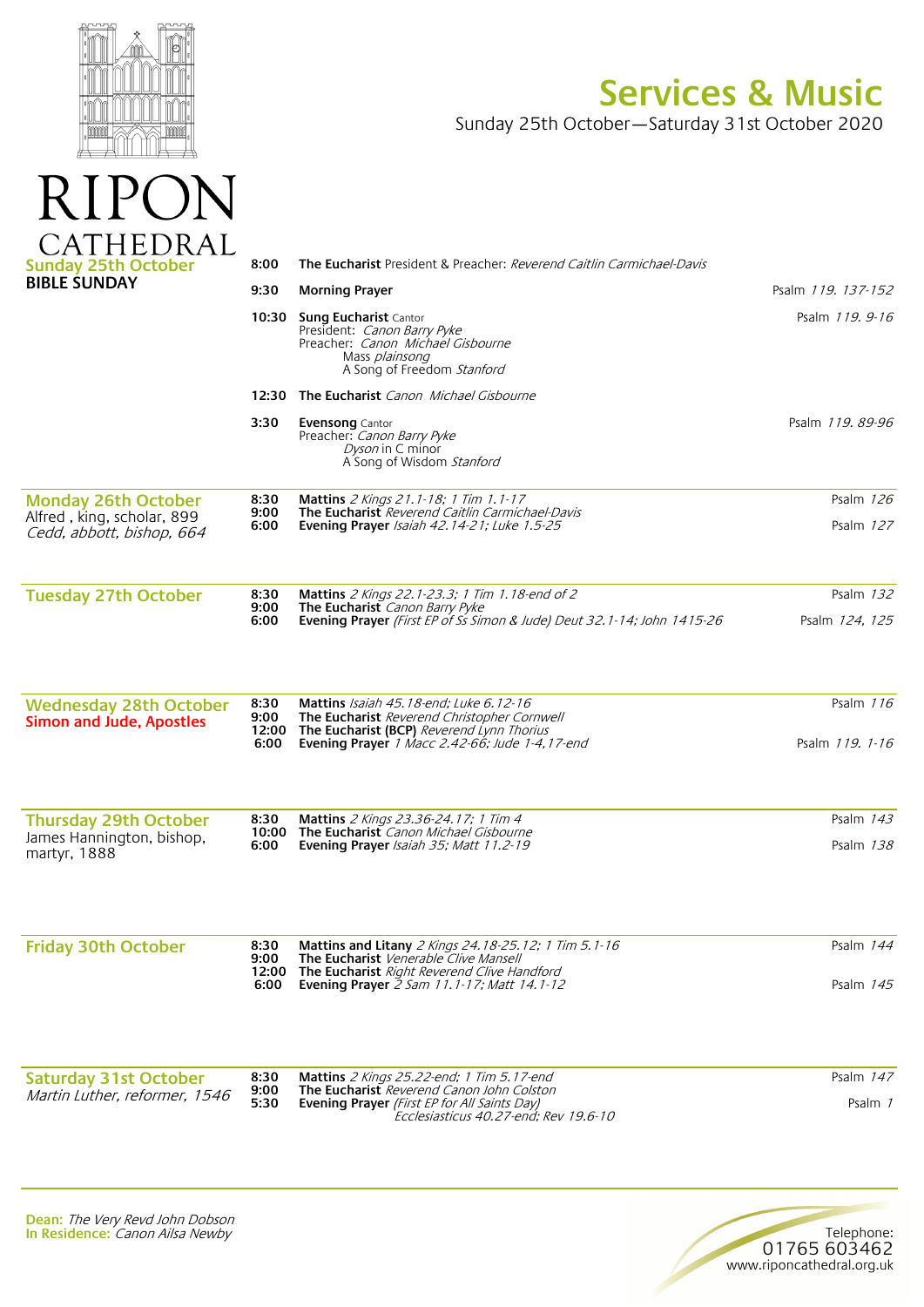# RIPON CATHEDRAL

## Services & Music

Sunday 25th October—Saturday 31st October 2020

| | | | |
|---|---|---|---|
| **Sunday 25th October**<br>**BIBLE SUNDAY** | 8:00 | **The Eucharist** President & Preacher: *Reverend Caitlin Carmichael-Davis* | |
| | 9:30 | **Morning Prayer** | Psalm *119. 137-152* |
| | 10:30 | **Sung Eucharist** Cantor<br>President: *Canon Barry Pyke*<br>Preacher: *Canon Michael Gisbourne*<br>Mass *plainsong*<br>A Song of Freedom *Stanford* | Psalm *119. 9-16* |
| | 12:30 | **The Eucharist** *Canon Michael Gisbourne* | |
| | 3:30 | **Evensong** Cantor<br>Preacher: *Canon Barry Pyke*<br>*Dyson* in C minor<br>A Song of Wisdom *Stanford* | Psalm *119. 89-96* |
| **Monday 26th October**<br>*Alfred , king, scholar, 899*<br>*Cedd, abbott, bishop, 664* | 8:30 | **Mattins** *2 Kings 21.1-18; 1 Tim 1.1-17* | Psalm *126* |
| | 9:00 | **The Eucharist** *Reverend Caitlin Carmichael-Davis* | |
| | 6:00 | **Evening Prayer** *Isaiah 42.14-21; Luke 1.5-25* | Psalm *127* |
| **Tuesday 27th October** | 8:30 | **Mattins** *2 Kings 22.1-23.3; 1 Tim 1.18-end of 2* | Psalm *132* |
| | 9:00 | **The Eucharist** *Canon Barry Pyke* | |
| | 6:00 | **Evening Prayer** *(First EP of Ss Simon & Jude) Deut 32.1-14; John 1415-26* | Psalm *124, 125* |
| **Wednesday 28th October**<br>**Simon and Jude, Apostles** | 8:30 | **Mattins** *Isaiah 45.18-end; Luke 6.12-16* | Psalm *116* |
| | 9:00 | **The Eucharist** *Reverend Christopher Cornwell* | |
| | 12:00 | **The Eucharist (BCP)** *Reverend Lynn Thorius* | |
| | 6:00 | **Evening Prayer** *1 Macc 2.42-66; Jude 1-4,17-end* | Psalm *119. 1-16* |
| **Thursday 29th October**<br>James Hannington, bishop, martyr, 1888 | 8:30 | **Mattins** *2 Kings 23.36-24.17; 1 Tim 4* | Psalm *143* |
| | 10:00 | **The Eucharist** *Canon Michael Gisbourne* | |
| | 6:00 | **Evening Prayer** *Isaiah 35; Matt 11.2-19* | Psalm *138* |
| **Friday 30th October** | 8:30 | **Mattins and Litany** *2 Kings 24.18-25.12; 1 Tim 5.1-16* | Psalm *144* |
| | 9:00 | **The Eucharist** *Venerable Clive Mansell* | |
| | 12:00 | **The Eucharist** *Right Reverend Clive Handford* | |
| | 6:00 | **Evening Prayer** *2 Sam 11.1-17; Matt 14.1-12* | Psalm *145* |
| **Saturday 31st October**<br>*Martin Luther, reformer, 1546* | 8:30 | **Mattins** *2 Kings 25.22-end; 1 Tim 5.17-end* | Psalm *147* |
| | 9:00 | **The Eucharist** *Reverend Canon John Colston* | |
| | 5:30 | **Evening Prayer** *(First EP for All Saints Day)*<br>*Ecclesiasticus 40.27-end; Rev 19.6-10* | Psalm *1* |

**Dean:** *The Very Revd John Dobson*
**In Residence:** *Canon Ailsa Newby*

Telephone:
01765 603462
www.riponcathedral.org.uk